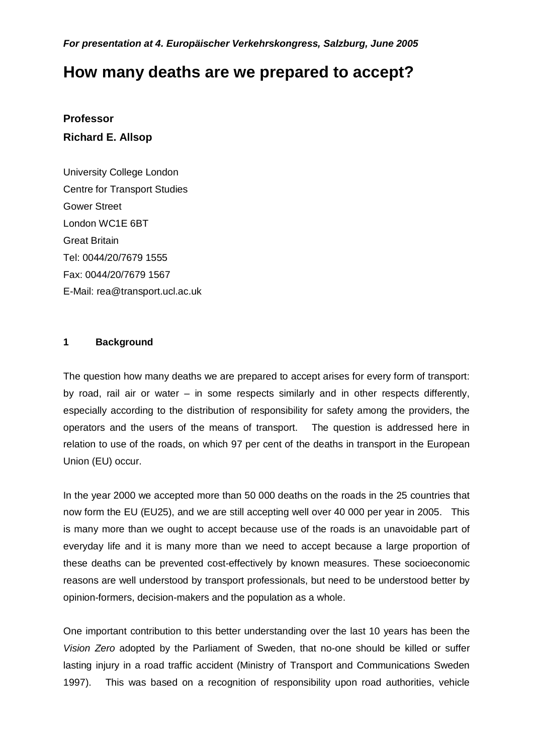*For presentation at 4. Europäischer Verkehrskongress, Salzburg, June 2005*

# How many deaths are we prepared to accept?

**Professor**

**Richard E. Allsop**

University College London
Centre for Transport Studies
Gower Street
London WC1E 6BT
Great Britain
Tel: 0044/20/7679 1555
Fax: 0044/20/7679 1567
E-Mail: rea@transport.ucl.ac.uk

## 1 Background

The question how many deaths we are prepared to accept arises for every form of transport: by road, rail air or water – in some respects similarly and in other respects differently, especially according to the distribution of responsibility for safety among the providers, the operators and the users of the means of transport. The question is addressed here in relation to use of the roads, on which 97 per cent of the deaths in transport in the European Union (EU) occur.

In the year 2000 we accepted more than 50 000 deaths on the roads in the 25 countries that now form the EU (EU25), and we are still accepting well over 40 000 per year in 2005. This is many more than we ought to accept because use of the roads is an unavoidable part of everyday life and it is many more than we need to accept because a large proportion of these deaths can be prevented cost-effectively by known measures. These socioeconomic reasons are well understood by transport professionals, but need to be understood better by opinion-formers, decision-makers and the population as a whole.

One important contribution to this better understanding over the last 10 years has been the *Vision Zero* adopted by the Parliament of Sweden, that no-one should be killed or suffer lasting injury in a road traffic accident (Ministry of Transport and Communications Sweden 1997). This was based on a recognition of responsibility upon road authorities, vehicle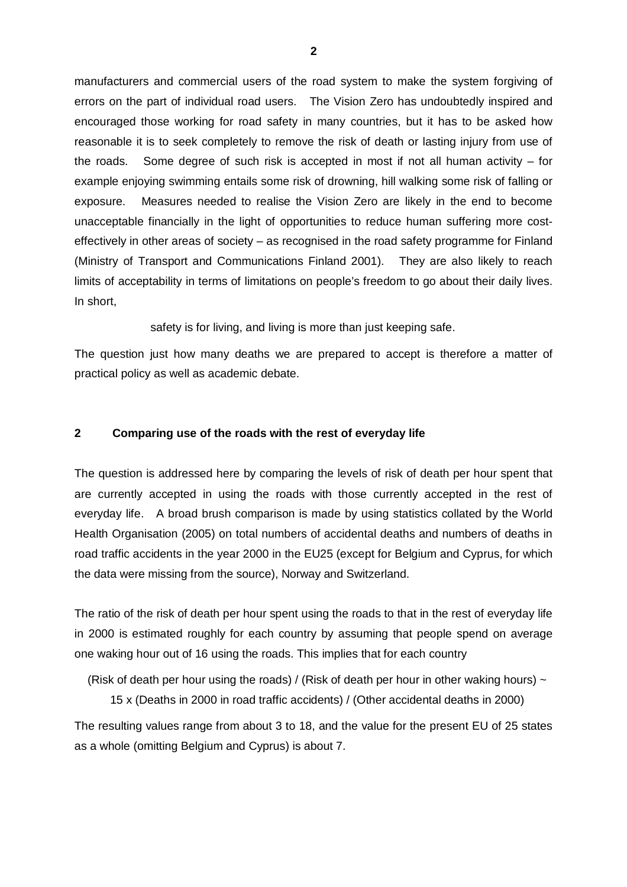manufacturers and commercial users of the road system to make the system forgiving of errors on the part of individual road users. The Vision Zero has undoubtedly inspired and encouraged those working for road safety in many countries, but it has to be asked how reasonable it is to seek completely to remove the risk of death or lasting injury from use of the roads. Some degree of such risk is accepted in most if not all human activity – for example enjoying swimming entails some risk of drowning, hill walking some risk of falling or exposure. Measures needed to realise the Vision Zero are likely in the end to become unacceptable financially in the light of opportunities to reduce human suffering more cost-effectively in other areas of society – as recognised in the road safety programme for Finland (Ministry of Transport and Communications Finland 2001). They are also likely to reach limits of acceptability in terms of limitations on people's freedom to go about their daily lives. In short,

safety is for living, and living is more than just keeping safe.

The question just how many deaths we are prepared to accept is therefore a matter of practical policy as well as academic debate.

## 2 Comparing use of the roads with the rest of everyday life

The question is addressed here by comparing the levels of risk of death per hour spent that are currently accepted in using the roads with those currently accepted in the rest of everyday life. A broad brush comparison is made by using statistics collated by the World Health Organisation (2005) on total numbers of accidental deaths and numbers of deaths in road traffic accidents in the year 2000 in the EU25 (except for Belgium and Cyprus, for which the data were missing from the source), Norway and Switzerland.

The ratio of the risk of death per hour spent using the roads to that in the rest of everyday life in 2000 is estimated roughly for each country by assuming that people spend on average one waking hour out of 16 using the roads. This implies that for each country

$$\text{(Risk of death per hour using the roads) / (Risk of death per hour in other waking hours)} \sim$$
$$15 \times \text{(Deaths in 2000 in road traffic accidents) / (Other accidental deaths in 2000)}$$

The resulting values range from about 3 to 18, and the value for the present EU of 25 states as a whole (omitting Belgium and Cyprus) is about 7.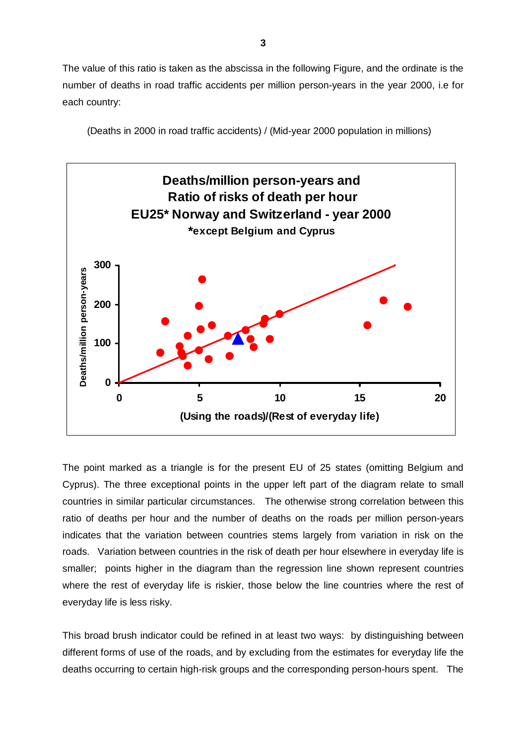The value of this ratio is taken as the abscissa in the following Figure, and the ordinate is the number of deaths in road traffic accidents per million person-years in the year 2000, i.e for each country:

(Deaths in 2000 in road traffic accidents) / (Mid-year 2000 population in millions)

The point marked as a triangle is for the present EU of 25 states (omitting Belgium and Cyprus). The three exceptional points in the upper left part of the diagram relate to small countries in similar particular circumstances. The otherwise strong correlation between this ratio of deaths per hour and the number of deaths on the roads per million person-years indicates that the variation between countries stems largely from variation in risk on the roads. Variation between countries in the risk of death per hour elsewhere in everyday life is smaller; points higher in the diagram than the regression line shown represent countries where the rest of everyday life is riskier, those below the line countries where the rest of everyday life is less risky.

This broad brush indicator could be refined in at least two ways: by distinguishing between different forms of use of the roads, and by excluding from the estimates for everyday life the deaths occurring to certain high-risk groups and the corresponding person-hours spent. The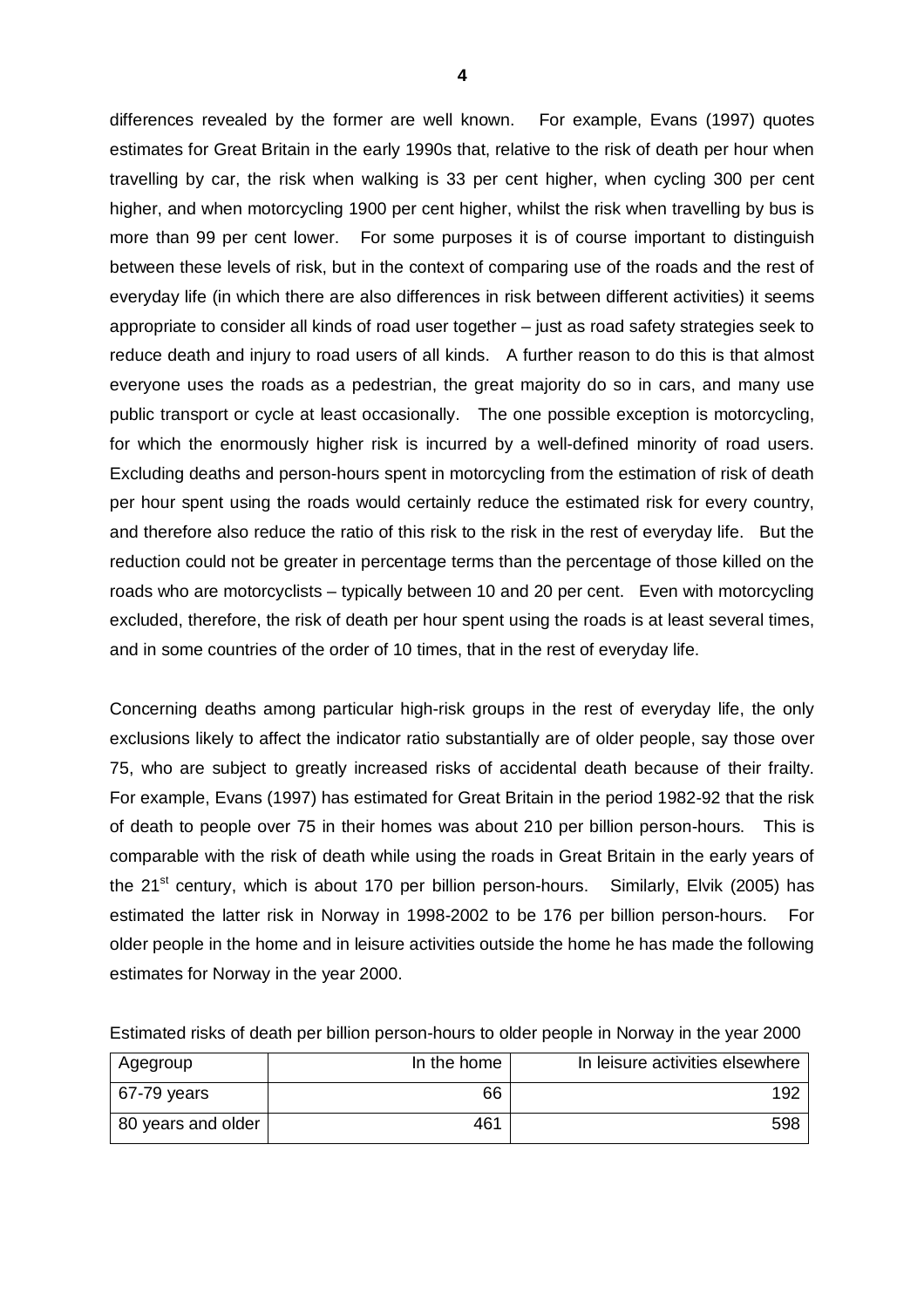differences revealed by the former are well known. For example, Evans (1997) quotes estimates for Great Britain in the early 1990s that, relative to the risk of death per hour when travelling by car, the risk when walking is 33 per cent higher, when cycling 300 per cent higher, and when motorcycling 1900 per cent higher, whilst the risk when travelling by bus is more than 99 per cent lower. For some purposes it is of course important to distinguish between these levels of risk, but in the context of comparing use of the roads and the rest of everyday life (in which there are also differences in risk between different activities) it seems appropriate to consider all kinds of road user together – just as road safety strategies seek to reduce death and injury to road users of all kinds. A further reason to do this is that almost everyone uses the roads as a pedestrian, the great majority do so in cars, and many use public transport or cycle at least occasionally. The one possible exception is motorcycling, for which the enormously higher risk is incurred by a well-defined minority of road users. Excluding deaths and person-hours spent in motorcycling from the estimation of risk of death per hour spent using the roads would certainly reduce the estimated risk for every country, and therefore also reduce the ratio of this risk to the risk in the rest of everyday life. But the reduction could not be greater in percentage terms than the percentage of those killed on the roads who are motorcyclists – typically between 10 and 20 per cent. Even with motorcycling excluded, therefore, the risk of death per hour spent using the roads is at least several times, and in some countries of the order of 10 times, that in the rest of everyday life.

Concerning deaths among particular high-risk groups in the rest of everyday life, the only exclusions likely to affect the indicator ratio substantially are of older people, say those over 75, who are subject to greatly increased risks of accidental death because of their frailty. For example, Evans (1997) has estimated for Great Britain in the period 1982-92 that the risk of death to people over 75 in their homes was about 210 per billion person-hours. This is comparable with the risk of death while using the roads in Great Britain in the early years of the 21st century, which is about 170 per billion person-hours. Similarly, Elvik (2005) has estimated the latter risk in Norway in 1998-2002 to be 176 per billion person-hours. For older people in the home and in leisure activities outside the home he has made the following estimates for Norway in the year 2000.

Estimated risks of death per billion person-hours to older people in Norway in the year 2000

| Agegroup | In the home | In leisure activities elsewhere |
|---|---|---|
| 67-79 years | 66 | 192 |
| 80 years and older | 461 | 598 |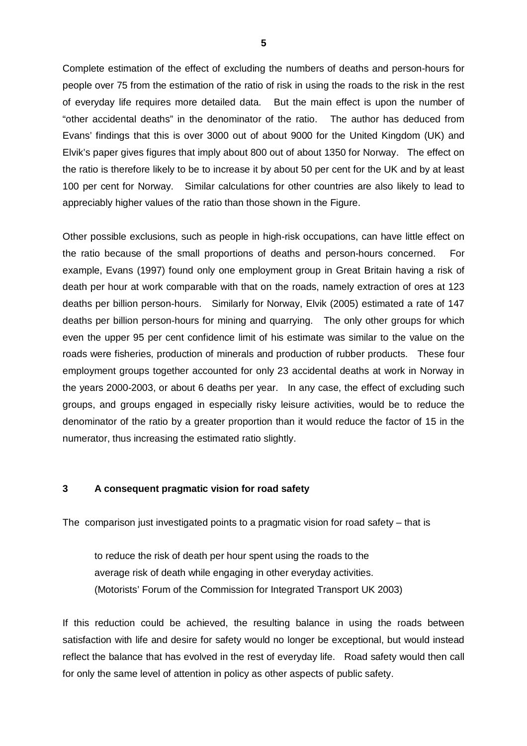Complete estimation of the effect of excluding the numbers of deaths and person-hours for people over 75 from the estimation of the ratio of risk in using the roads to the risk in the rest of everyday life requires more detailed data. But the main effect is upon the number of "other accidental deaths" in the denominator of the ratio. The author has deduced from Evans' findings that this is over 3000 out of about 9000 for the United Kingdom (UK) and Elvik's paper gives figures that imply about 800 out of about 1350 for Norway. The effect on the ratio is therefore likely to be to increase it by about 50 per cent for the UK and by at least 100 per cent for Norway. Similar calculations for other countries are also likely to lead to appreciably higher values of the ratio than those shown in the Figure.

Other possible exclusions, such as people in high-risk occupations, can have little effect on the ratio because of the small proportions of deaths and person-hours concerned. For example, Evans (1997) found only one employment group in Great Britain having a risk of death per hour at work comparable with that on the roads, namely extraction of ores at 123 deaths per billion person-hours. Similarly for Norway, Elvik (2005) estimated a rate of 147 deaths per billion person-hours for mining and quarrying. The only other groups for which even the upper 95 per cent confidence limit of his estimate was similar to the value on the roads were fisheries, production of minerals and production of rubber products. These four employment groups together accounted for only 23 accidental deaths at work in Norway in the years 2000-2003, or about 6 deaths per year. In any case, the effect of excluding such groups, and groups engaged in especially risky leisure activities, would be to reduce the denominator of the ratio by a greater proportion than it would reduce the factor of 15 in the numerator, thus increasing the estimated ratio slightly.

## 3 A consequent pragmatic vision for road safety

The comparison just investigated points to a pragmatic vision for road safety – that is

> to reduce the risk of death per hour spent using the roads to the average risk of death while engaging in other everyday activities.
> (Motorists' Forum of the Commission for Integrated Transport UK 2003)

If this reduction could be achieved, the resulting balance in using the roads between satisfaction with life and desire for safety would no longer be exceptional, but would instead reflect the balance that has evolved in the rest of everyday life. Road safety would then call for only the same level of attention in policy as other aspects of public safety.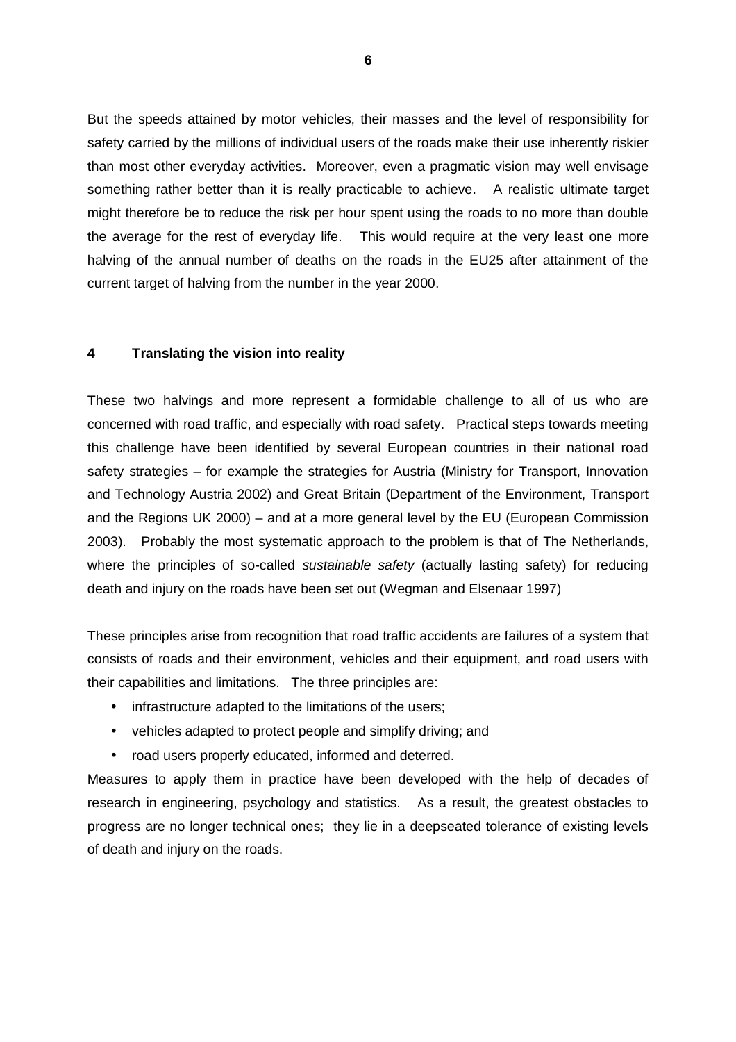But the speeds attained by motor vehicles, their masses and the level of responsibility for safety carried by the millions of individual users of the roads make their use inherently riskier than most other everyday activities. Moreover, even a pragmatic vision may well envisage something rather better than it is really practicable to achieve. A realistic ultimate target might therefore be to reduce the risk per hour spent using the roads to no more than double the average for the rest of everyday life. This would require at the very least one more halving of the annual number of deaths on the roads in the EU25 after attainment of the current target of halving from the number in the year 2000.

## 4 Translating the vision into reality

These two halvings and more represent a formidable challenge to all of us who are concerned with road traffic, and especially with road safety. Practical steps towards meeting this challenge have been identified by several European countries in their national road safety strategies – for example the strategies for Austria (Ministry for Transport, Innovation and Technology Austria 2002) and Great Britain (Department of the Environment, Transport and the Regions UK 2000) – and at a more general level by the EU (European Commission 2003). Probably the most systematic approach to the problem is that of The Netherlands, where the principles of so-called *sustainable safety* (actually lasting safety) for reducing death and injury on the roads have been set out (Wegman and Elsenaar 1997)

These principles arise from recognition that road traffic accidents are failures of a system that consists of roads and their environment, vehicles and their equipment, and road users with their capabilities and limitations. The three principles are:

- infrastructure adapted to the limitations of the users;
- vehicles adapted to protect people and simplify driving; and
- road users properly educated, informed and deterred.

Measures to apply them in practice have been developed with the help of decades of research in engineering, psychology and statistics. As a result, the greatest obstacles to progress are no longer technical ones; they lie in a deepseated tolerance of existing levels of death and injury on the roads.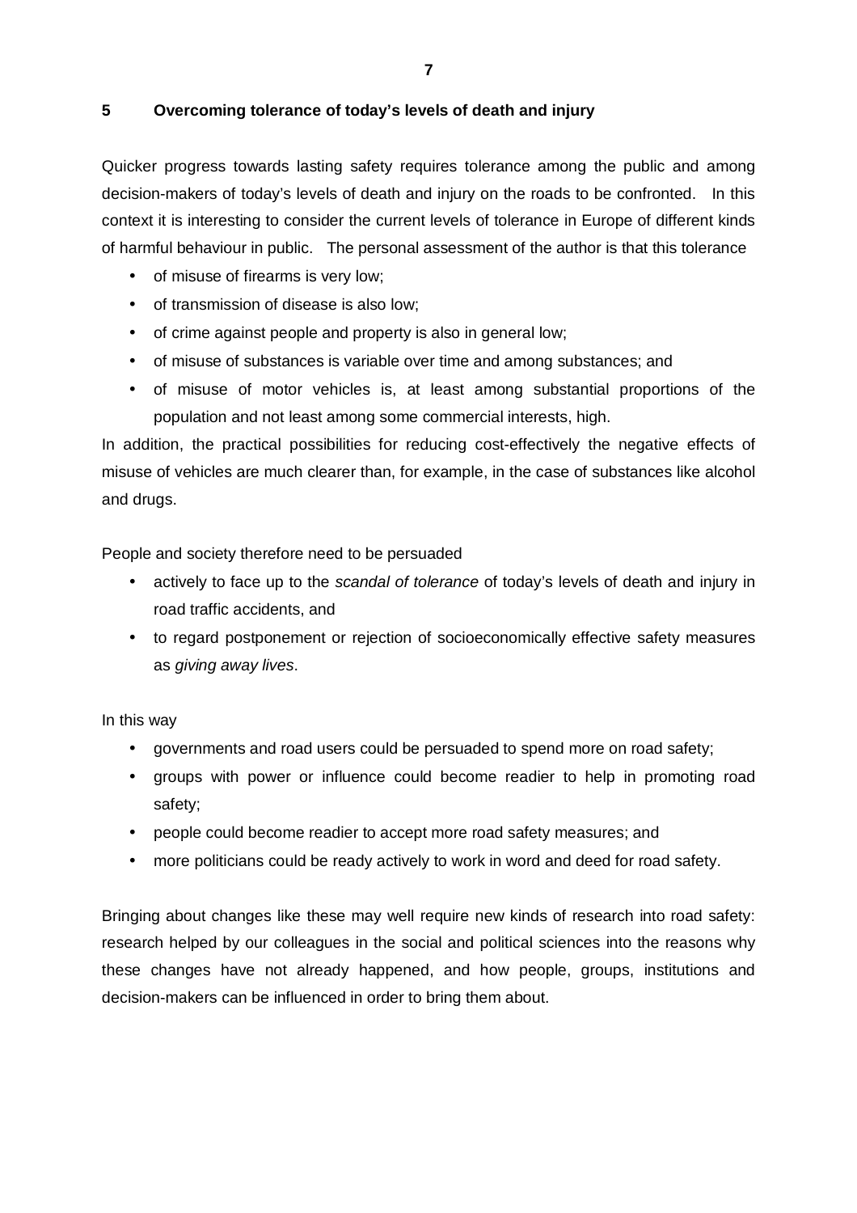## 5 Overcoming tolerance of today's levels of death and injury

Quicker progress towards lasting safety requires tolerance among the public and among decision-makers of today's levels of death and injury on the roads to be confronted. In this context it is interesting to consider the current levels of tolerance in Europe of different kinds of harmful behaviour in public. The personal assessment of the author is that this tolerance

- of misuse of firearms is very low;
- of transmission of disease is also low;
- of crime against people and property is also in general low;
- of misuse of substances is variable over time and among substances; and
- of misuse of motor vehicles is, at least among substantial proportions of the population and not least among some commercial interests, high.

In addition, the practical possibilities for reducing cost-effectively the negative effects of misuse of vehicles are much clearer than, for example, in the case of substances like alcohol and drugs.

People and society therefore need to be persuaded

- actively to face up to the *scandal of tolerance* of today's levels of death and injury in road traffic accidents, and
- to regard postponement or rejection of socioeconomically effective safety measures as *giving away lives*.

In this way

- governments and road users could be persuaded to spend more on road safety;
- groups with power or influence could become readier to help in promoting road safety;
- people could become readier to accept more road safety measures; and
- more politicians could be ready actively to work in word and deed for road safety.

Bringing about changes like these may well require new kinds of research into road safety: research helped by our colleagues in the social and political sciences into the reasons why these changes have not already happened, and how people, groups, institutions and decision-makers can be influenced in order to bring them about.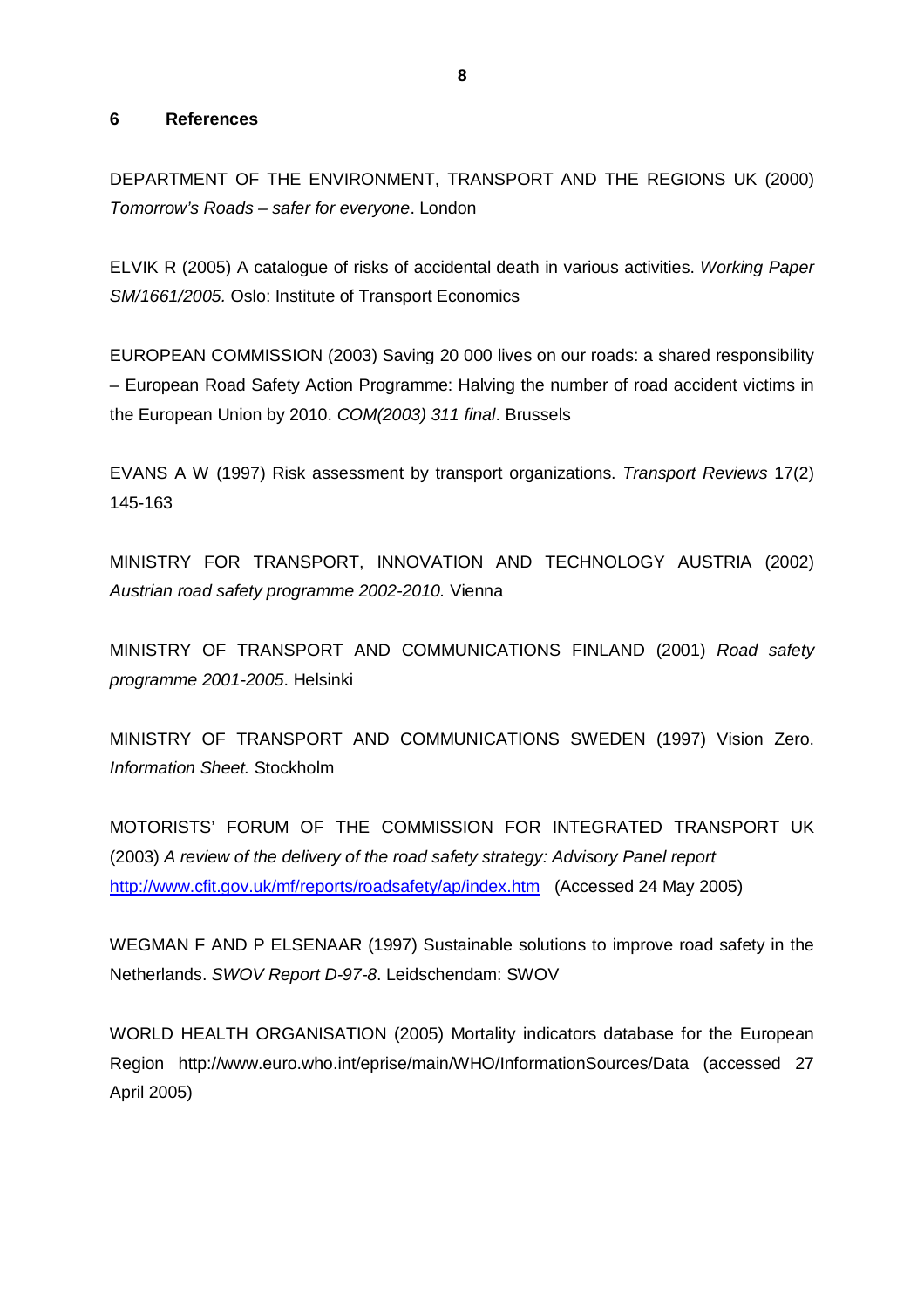## 6 References

DEPARTMENT OF THE ENVIRONMENT, TRANSPORT AND THE REGIONS UK (2000) *Tomorrow's Roads – safer for everyone*. London

ELVIK R (2005) A catalogue of risks of accidental death in various activities. *Working Paper SM/1661/2005.* Oslo: Institute of Transport Economics

EUROPEAN COMMISSION (2003) Saving 20 000 lives on our roads: a shared responsibility – European Road Safety Action Programme: Halving the number of road accident victims in the European Union by 2010. *COM(2003) 311 final*. Brussels

EVANS A W (1997) Risk assessment by transport organizations. *Transport Reviews* 17(2) 145-163

MINISTRY FOR TRANSPORT, INNOVATION AND TECHNOLOGY AUSTRIA (2002) *Austrian road safety programme 2002-2010.* Vienna

MINISTRY OF TRANSPORT AND COMMUNICATIONS FINLAND (2001) *Road safety programme 2001-2005*. Helsinki

MINISTRY OF TRANSPORT AND COMMUNICATIONS SWEDEN (1997) Vision Zero. *Information Sheet.* Stockholm

MOTORISTS' FORUM OF THE COMMISSION FOR INTEGRATED TRANSPORT UK (2003) *A review of the delivery of the road safety strategy: Advisory Panel report* http://www.cfit.gov.uk/mf/reports/roadsafety/ap/index.htm (Accessed 24 May 2005)

WEGMAN F AND P ELSENAAR (1997) Sustainable solutions to improve road safety in the Netherlands. *SWOV Report D-97-8*. Leidschendam: SWOV

WORLD HEALTH ORGANISATION (2005) Mortality indicators database for the European Region http://www.euro.who.int/eprise/main/WHO/InformationSources/Data (accessed 27 April 2005)